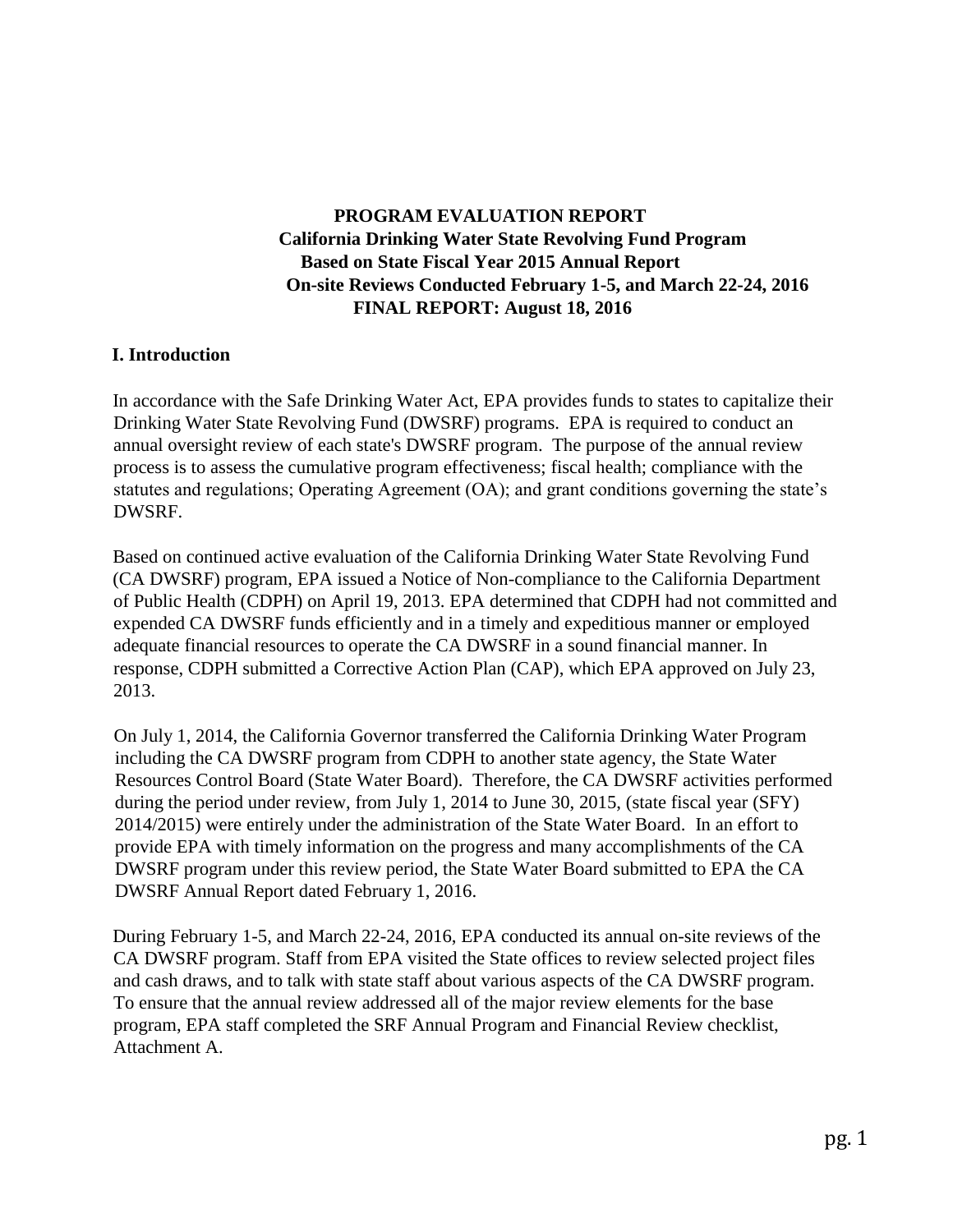# PROGRAM EVALUATION REPORT

## California Drinking Water State Revolving Fund Program

**Based on State Fiscal Year 2015 Annual Report**

**On-site Reviews Conducted February 1-5, and March 22-24, 2016**

**FINAL REPORT: August 18, 2016**

## I. Introduction

In accordance with the Safe Drinking Water Act, EPA provides funds to states to capitalize their Drinking Water State Revolving Fund (DWSRF) programs. EPA is required to conduct an annual oversight review of each state's DWSRF program. The purpose of the annual review process is to assess the cumulative program effectiveness; fiscal health; compliance with the statutes and regulations; Operating Agreement (OA); and grant conditions governing the state's DWSRF.

Based on continued active evaluation of the California Drinking Water State Revolving Fund (CA DWSRF) program, EPA issued a Notice of Non-compliance to the California Department of Public Health (CDPH) on April 19, 2013. EPA determined that CDPH had not committed and expended CA DWSRF funds efficiently and in a timely and expeditious manner or employed adequate financial resources to operate the CA DWSRF in a sound financial manner. In response, CDPH submitted a Corrective Action Plan (CAP), which EPA approved on July 23, 2013.

On July 1, 2014, the California Governor transferred the California Drinking Water Program including the CA DWSRF program from CDPH to another state agency, the State Water Resources Control Board (State Water Board). Therefore, the CA DWSRF activities performed during the period under review, from July 1, 2014 to June 30, 2015, (state fiscal year (SFY) 2014/2015) were entirely under the administration of the State Water Board. In an effort to provide EPA with timely information on the progress and many accomplishments of the CA DWSRF program under this review period, the State Water Board submitted to EPA the CA DWSRF Annual Report dated February 1, 2016.

During February 1-5, and March 22-24, 2016, EPA conducted its annual on-site reviews of the CA DWSRF program. Staff from EPA visited the State offices to review selected project files and cash draws, and to talk with state staff about various aspects of the CA DWSRF program. To ensure that the annual review addressed all of the major review elements for the base program, EPA staff completed the SRF Annual Program and Financial Review checklist, Attachment A.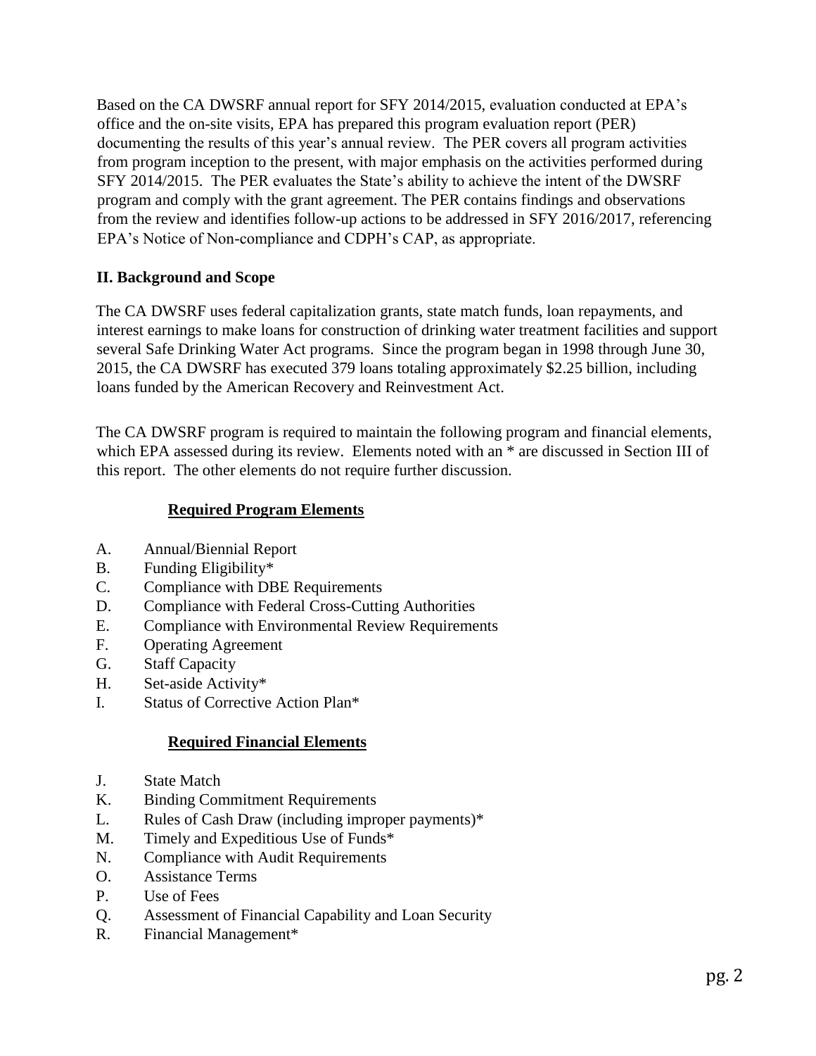Based on the CA DWSRF annual report for SFY 2014/2015, evaluation conducted at EPA's office and the on-site visits, EPA has prepared this program evaluation report (PER) documenting the results of this year's annual review. The PER covers all program activities from program inception to the present, with major emphasis on the activities performed during SFY 2014/2015. The PER evaluates the State's ability to achieve the intent of the DWSRF program and comply with the grant agreement. The PER contains findings and observations from the review and identifies follow-up actions to be addressed in SFY 2016/2017, referencing EPA's Notice of Non-compliance and CDPH's CAP, as appropriate.

## II. Background and Scope

The CA DWSRF uses federal capitalization grants, state match funds, loan repayments, and interest earnings to make loans for construction of drinking water treatment facilities and support several Safe Drinking Water Act programs. Since the program began in 1998 through June 30, 2015, the CA DWSRF has executed 379 loans totaling approximately $2.25 billion, including loans funded by the American Recovery and Reinvestment Act.

The CA DWSRF program is required to maintain the following program and financial elements, which EPA assessed during its review. Elements noted with an * are discussed in Section III of this report. The other elements do not require further discussion.

**Required Program Elements**

A. Annual/Biennial Report
B. Funding Eligibility*
C. Compliance with DBE Requirements
D. Compliance with Federal Cross-Cutting Authorities
E. Compliance with Environmental Review Requirements
F. Operating Agreement
G. Staff Capacity
H. Set-aside Activity*
I. Status of Corrective Action Plan*

**Required Financial Elements**

J. State Match
K. Binding Commitment Requirements
L. Rules of Cash Draw (including improper payments)*
M. Timely and Expeditious Use of Funds*
N. Compliance with Audit Requirements
O. Assistance Terms
P. Use of Fees
Q. Assessment of Financial Capability and Loan Security
R. Financial Management*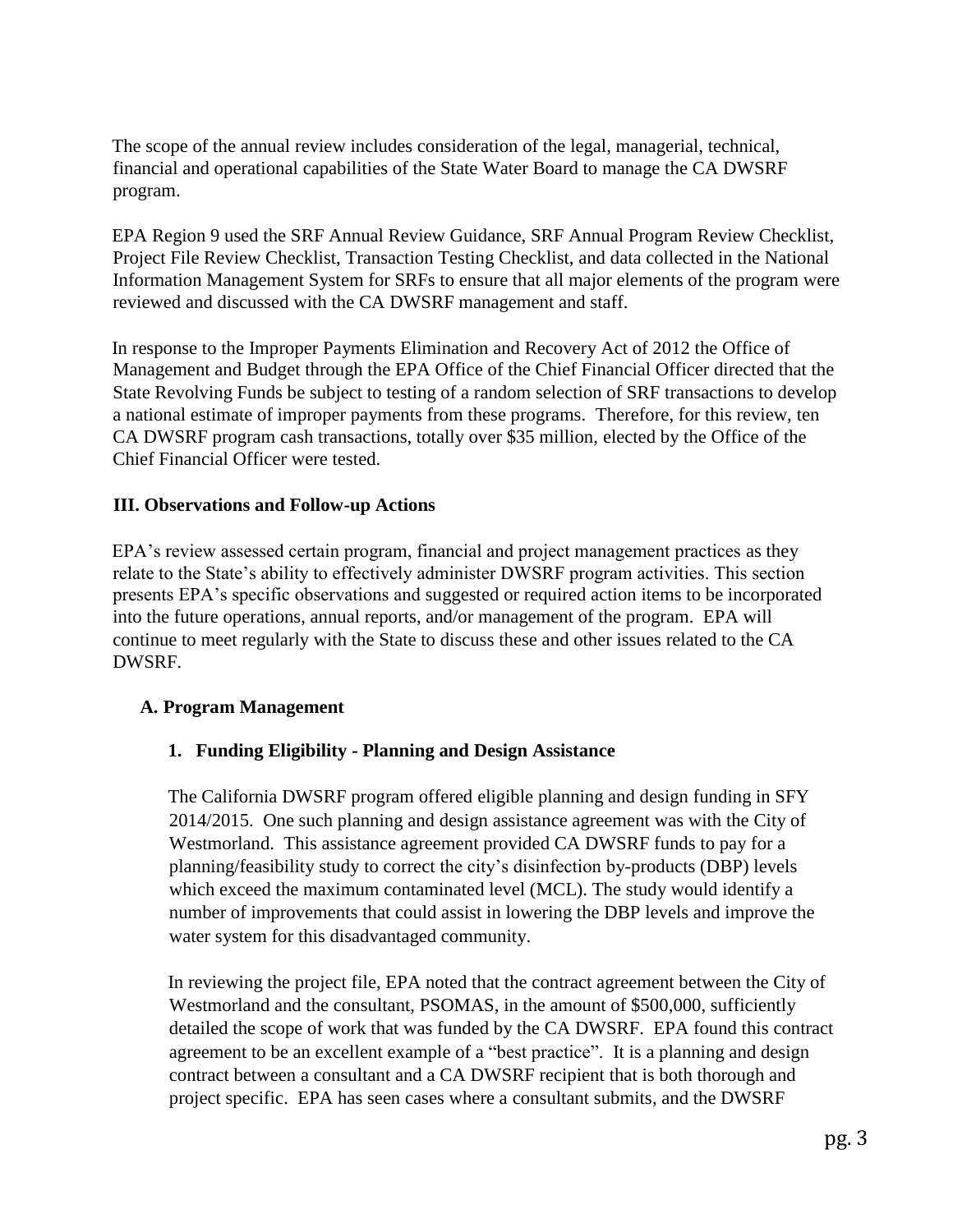The scope of the annual review includes consideration of the legal, managerial, technical, financial and operational capabilities of the State Water Board to manage the CA DWSRF program.

EPA Region 9 used the SRF Annual Review Guidance, SRF Annual Program Review Checklist, Project File Review Checklist, Transaction Testing Checklist, and data collected in the National Information Management System for SRFs to ensure that all major elements of the program were reviewed and discussed with the CA DWSRF management and staff.

In response to the Improper Payments Elimination and Recovery Act of 2012 the Office of Management and Budget through the EPA Office of the Chief Financial Officer directed that the State Revolving Funds be subject to testing of a random selection of SRF transactions to develop a national estimate of improper payments from these programs. Therefore, for this review, ten CA DWSRF program cash transactions, totally over $35 million, elected by the Office of the Chief Financial Officer were tested.

## III. Observations and Follow-up Actions

EPA's review assessed certain program, financial and project management practices as they relate to the State's ability to effectively administer DWSRF program activities. This section presents EPA's specific observations and suggested or required action items to be incorporated into the future operations, annual reports, and/or management of the program. EPA will continue to meet regularly with the State to discuss these and other issues related to the CA DWSRF.

### A. Program Management

#### 1. Funding Eligibility - Planning and Design Assistance

The California DWSRF program offered eligible planning and design funding in SFY 2014/2015. One such planning and design assistance agreement was with the City of Westmorland. This assistance agreement provided CA DWSRF funds to pay for a planning/feasibility study to correct the city's disinfection by-products (DBP) levels which exceed the maximum contaminated level (MCL). The study would identify a number of improvements that could assist in lowering the DBP levels and improve the water system for this disadvantaged community.

In reviewing the project file, EPA noted that the contract agreement between the City of Westmorland and the consultant, PSOMAS, in the amount of $500,000, sufficiently detailed the scope of work that was funded by the CA DWSRF. EPA found this contract agreement to be an excellent example of a "best practice". It is a planning and design contract between a consultant and a CA DWSRF recipient that is both thorough and project specific. EPA has seen cases where a consultant submits, and the DWSRF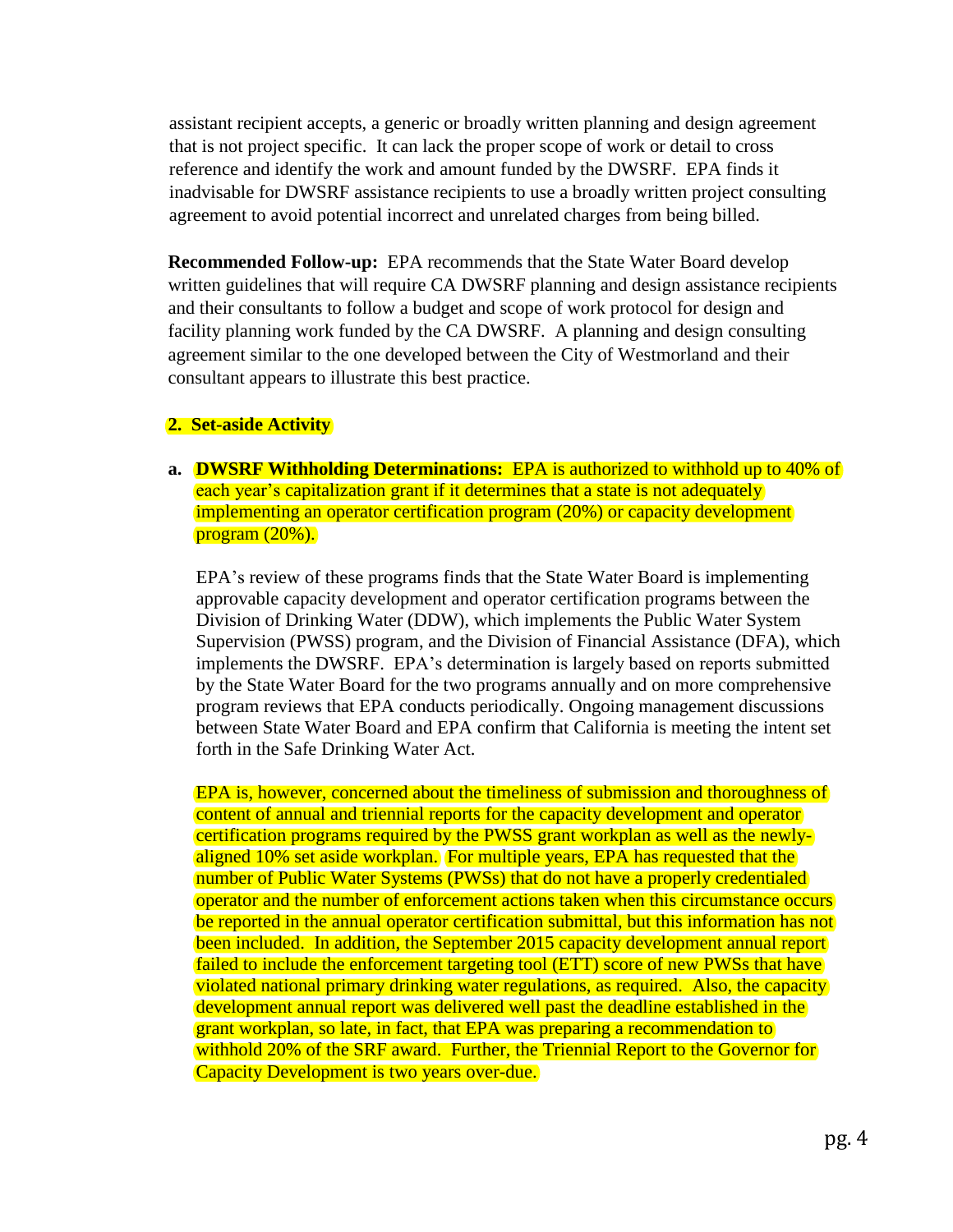assistant recipient accepts, a generic or broadly written planning and design agreement that is not project specific. It can lack the proper scope of work or detail to cross reference and identify the work and amount funded by the DWSRF. EPA finds it inadvisable for DWSRF assistance recipients to use a broadly written project consulting agreement to avoid potential incorrect and unrelated charges from being billed.

**Recommended Follow-up:** EPA recommends that the State Water Board develop written guidelines that will require CA DWSRF planning and design assistance recipients and their consultants to follow a budget and scope of work protocol for design and facility planning work funded by the CA DWSRF. A planning and design consulting agreement similar to the one developed between the City of Westmorland and their consultant appears to illustrate this best practice.

**2. Set-aside Activity**

**a. DWSRF Withholding Determinations:** EPA is authorized to withhold up to 40% of each year's capitalization grant if it determines that a state is not adequately implementing an operator certification program (20%) or capacity development program (20%).

EPA's review of these programs finds that the State Water Board is implementing approvable capacity development and operator certification programs between the Division of Drinking Water (DDW), which implements the Public Water System Supervision (PWSS) program, and the Division of Financial Assistance (DFA), which implements the DWSRF. EPA's determination is largely based on reports submitted by the State Water Board for the two programs annually and on more comprehensive program reviews that EPA conducts periodically. Ongoing management discussions between State Water Board and EPA confirm that California is meeting the intent set forth in the Safe Drinking Water Act.

EPA is, however, concerned about the timeliness of submission and thoroughness of content of annual and triennial reports for the capacity development and operator certification programs required by the PWSS grant workplan as well as the newly-aligned 10% set aside workplan. For multiple years, EPA has requested that the number of Public Water Systems (PWSs) that do not have a properly credentialed operator and the number of enforcement actions taken when this circumstance occurs be reported in the annual operator certification submittal, but this information has not been included. In addition, the September 2015 capacity development annual report failed to include the enforcement targeting tool (ETT) score of new PWSs that have violated national primary drinking water regulations, as required. Also, the capacity development annual report was delivered well past the deadline established in the grant workplan, so late, in fact, that EPA was preparing a recommendation to withhold 20% of the SRF award. Further, the Triennial Report to the Governor for Capacity Development is two years over-due.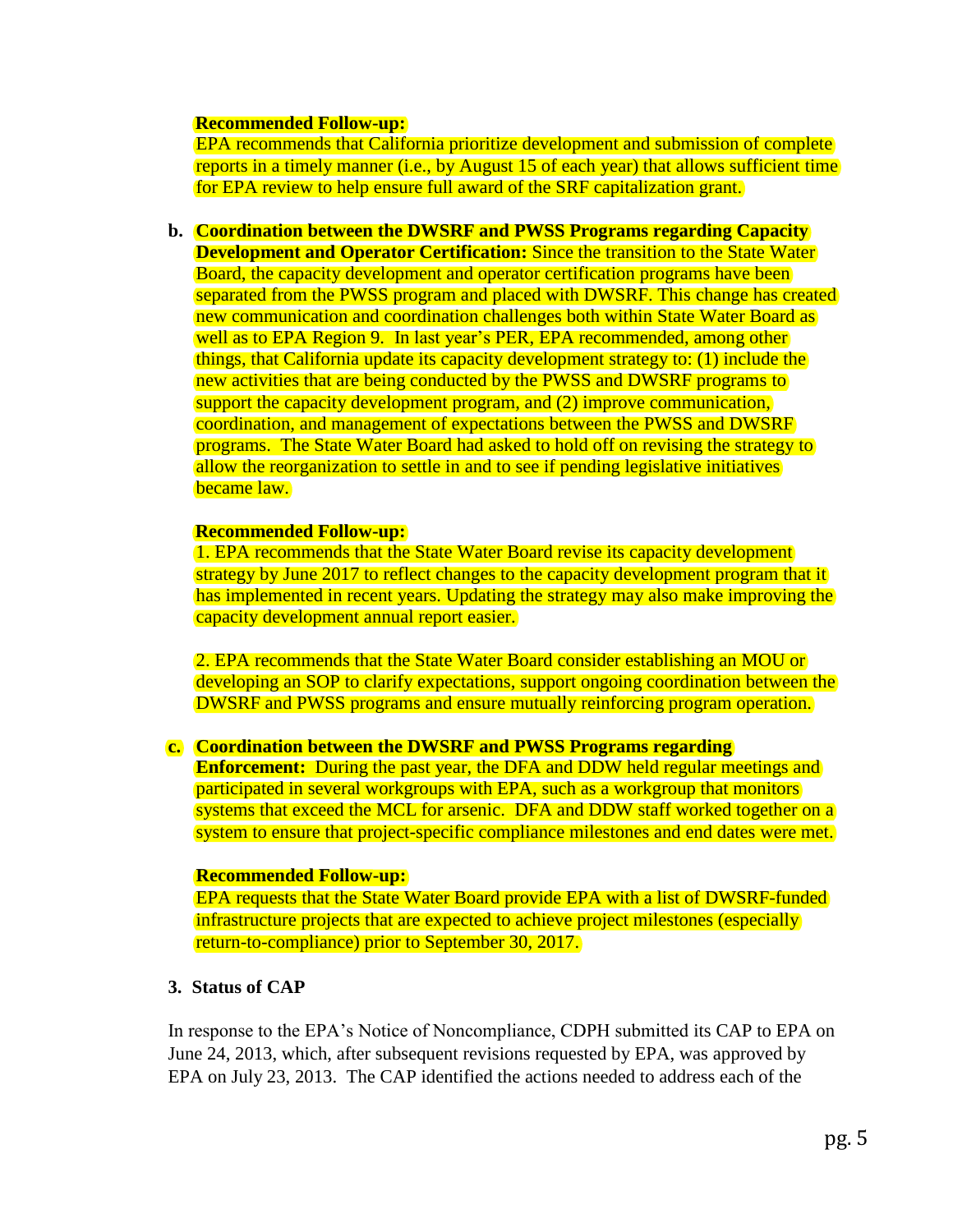**Recommended Follow-up:**
EPA recommends that California prioritize development and submission of complete reports in a timely manner (i.e., by August 15 of each year) that allows sufficient time for EPA review to help ensure full award of the SRF capitalization grant.

b. **Coordination between the DWSRF and PWSS Programs regarding Capacity Development and Operator Certification:** Since the transition to the State Water Board, the capacity development and operator certification programs have been separated from the PWSS program and placed with DWSRF. This change has created new communication and coordination challenges both within State Water Board as well as to EPA Region 9. In last year's PER, EPA recommended, among other things, that California update its capacity development strategy to: (1) include the new activities that are being conducted by the PWSS and DWSRF programs to support the capacity development program, and (2) improve communication, coordination, and management of expectations between the PWSS and DWSRF programs. The State Water Board had asked to hold off on revising the strategy to allow the reorganization to settle in and to see if pending legislative initiatives became law.

   **Recommended Follow-up:**
   1. EPA recommends that the State Water Board revise its capacity development strategy by June 2017 to reflect changes to the capacity development program that it has implemented in recent years. Updating the strategy may also make improving the capacity development annual report easier.

   2. EPA recommends that the State Water Board consider establishing an MOU or developing an SOP to clarify expectations, support ongoing coordination between the DWSRF and PWSS programs and ensure mutually reinforcing program operation.

c. **Coordination between the DWSRF and PWSS Programs regarding Enforcement:** During the past year, the DFA and DDW held regular meetings and participated in several workgroups with EPA, such as a workgroup that monitors systems that exceed the MCL for arsenic. DFA and DDW staff worked together on a system to ensure that project-specific compliance milestones and end dates were met.

   **Recommended Follow-up:**
   EPA requests that the State Water Board provide EPA with a list of DWSRF-funded infrastructure projects that are expected to achieve project milestones (especially return-to-compliance) prior to September 30, 2017.

### 3. Status of CAP

In response to the EPA's Notice of Noncompliance, CDPH submitted its CAP to EPA on June 24, 2013, which, after subsequent revisions requested by EPA, was approved by EPA on July 23, 2013. The CAP identified the actions needed to address each of the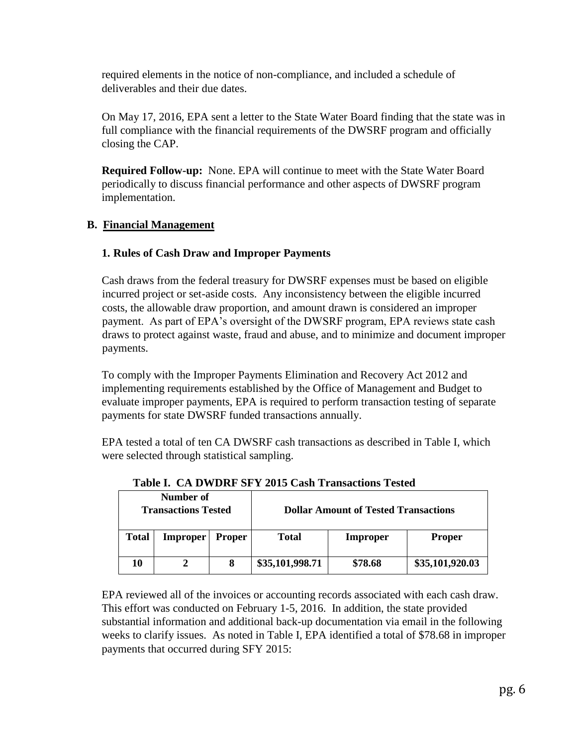required elements in the notice of non-compliance, and included a schedule of deliverables and their due dates.

On May 17, 2016, EPA sent a letter to the State Water Board finding that the state was in full compliance with the financial requirements of the DWSRF program and officially closing the CAP.

**Required Follow-up:** None. EPA will continue to meet with the State Water Board periodically to discuss financial performance and other aspects of DWSRF program implementation.

## B. Financial Management

### 1. Rules of Cash Draw and Improper Payments

Cash draws from the federal treasury for DWSRF expenses must be based on eligible incurred project or set-aside costs. Any inconsistency between the eligible incurred costs, the allowable draw proportion, and amount drawn is considered an improper payment. As part of EPA's oversight of the DWSRF program, EPA reviews state cash draws to protect against waste, fraud and abuse, and to minimize and document improper payments.

To comply with the Improper Payments Elimination and Recovery Act 2012 and implementing requirements established by the Office of Management and Budget to evaluate improper payments, EPA is required to perform transaction testing of separate payments for state DWSRF funded transactions annually.

EPA tested a total of ten CA DWSRF cash transactions as described in Table I, which were selected through statistical sampling.

**Table I. CA DWDRF SFY 2015 Cash Transactions Tested**

| Number of Transactions Tested | | | Dollar Amount of Tested Transactions | | |
|---|---|---|---|---|---|
| **Total** | **Improper** | **Proper** | **Total** | **Improper** | **Proper** |
| **10** | **2** | **8** | **\$35,101,998.71** | **\$78.68** | **\$35,101,920.03** |

EPA reviewed all of the invoices or accounting records associated with each cash draw. This effort was conducted on February 1-5, 2016. In addition, the state provided substantial information and additional back-up documentation via email in the following weeks to clarify issues. As noted in Table I, EPA identified a total of \$78.68 in improper payments that occurred during SFY 2015: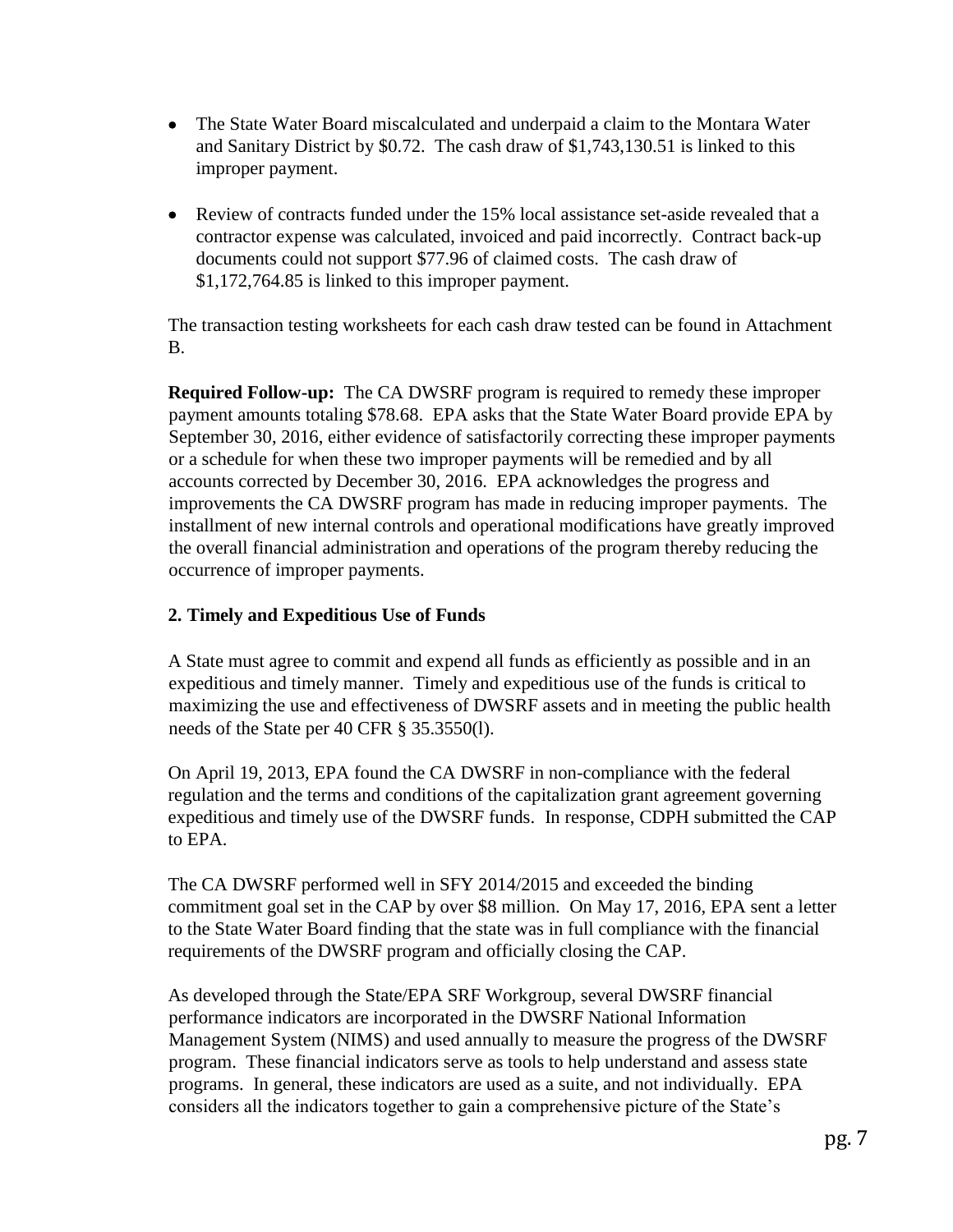- The State Water Board miscalculated and underpaid a claim to the Montara Water and Sanitary District by $0.72. The cash draw of $1,743,130.51 is linked to this improper payment.

- Review of contracts funded under the 15% local assistance set-aside revealed that a contractor expense was calculated, invoiced and paid incorrectly. Contract back-up documents could not support $77.96 of claimed costs. The cash draw of $1,172,764.85 is linked to this improper payment.

The transaction testing worksheets for each cash draw tested can be found in Attachment B.

**Required Follow-up:** The CA DWSRF program is required to remedy these improper payment amounts totaling $78.68. EPA asks that the State Water Board provide EPA by September 30, 2016, either evidence of satisfactorily correcting these improper payments or a schedule for when these two improper payments will be remedied and by all accounts corrected by December 30, 2016. EPA acknowledges the progress and improvements the CA DWSRF program has made in reducing improper payments. The installment of new internal controls and operational modifications have greatly improved the overall financial administration and operations of the program thereby reducing the occurrence of improper payments.

### 2. Timely and Expeditious Use of Funds

A State must agree to commit and expend all funds as efficiently as possible and in an expeditious and timely manner. Timely and expeditious use of the funds is critical to maximizing the use and effectiveness of DWSRF assets and in meeting the public health needs of the State per 40 CFR § 35.3550(l).

On April 19, 2013, EPA found the CA DWSRF in non-compliance with the federal regulation and the terms and conditions of the capitalization grant agreement governing expeditious and timely use of the DWSRF funds. In response, CDPH submitted the CAP to EPA.

The CA DWSRF performed well in SFY 2014/2015 and exceeded the binding commitment goal set in the CAP by over $8 million. On May 17, 2016, EPA sent a letter to the State Water Board finding that the state was in full compliance with the financial requirements of the DWSRF program and officially closing the CAP.

As developed through the State/EPA SRF Workgroup, several DWSRF financial performance indicators are incorporated in the DWSRF National Information Management System (NIMS) and used annually to measure the progress of the DWSRF program. These financial indicators serve as tools to help understand and assess state programs. In general, these indicators are used as a suite, and not individually. EPA considers all the indicators together to gain a comprehensive picture of the State's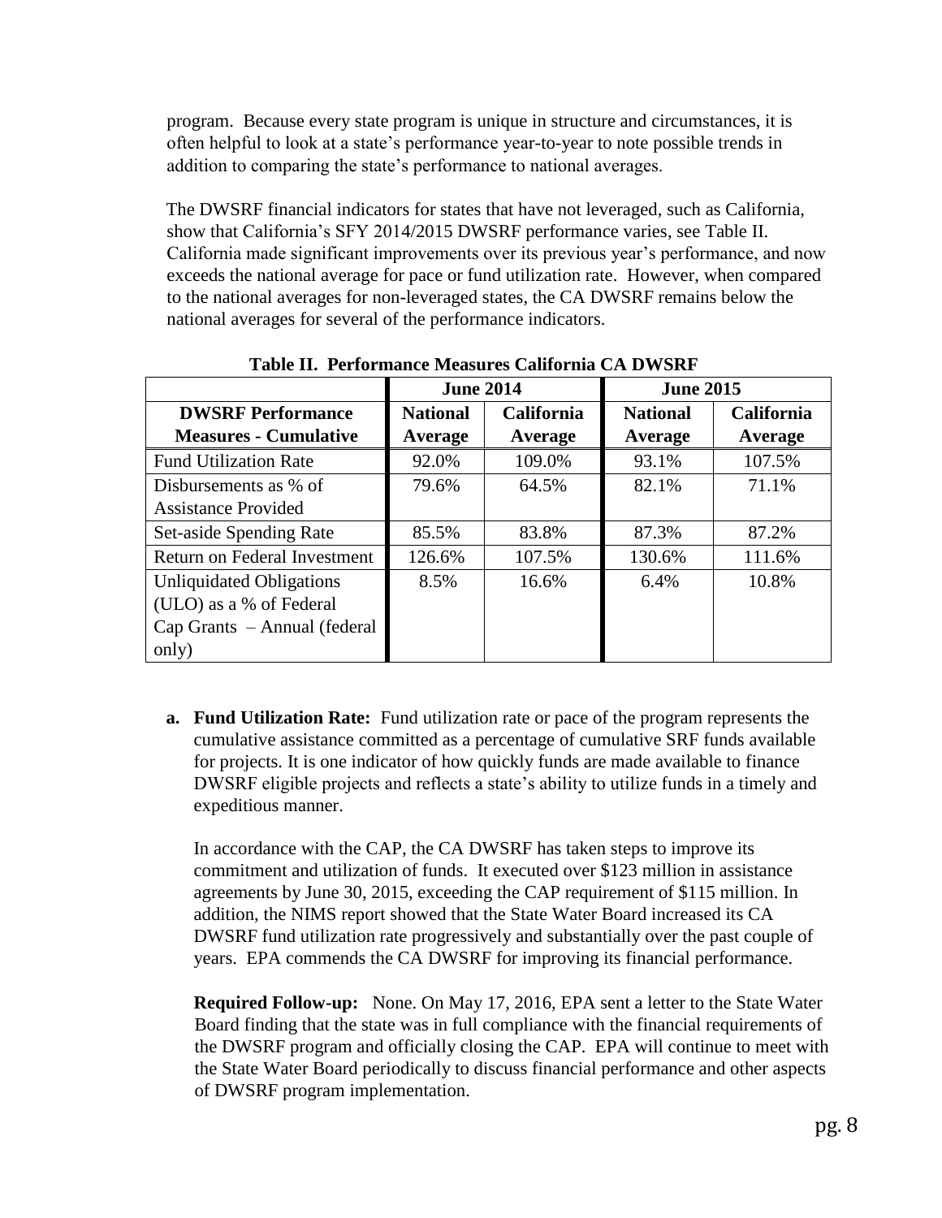program. Because every state program is unique in structure and circumstances, it is often helpful to look at a state's performance year-to-year to note possible trends in addition to comparing the state's performance to national averages.

The DWSRF financial indicators for states that have not leveraged, such as California, show that California's SFY 2014/2015 DWSRF performance varies, see Table II. California made significant improvements over its previous year's performance, and now exceeds the national average for pace or fund utilization rate. However, when compared to the national averages for non-leveraged states, the CA DWSRF remains below the national averages for several of the performance indicators.

**Table II. Performance Measures California CA DWSRF**

| | June 2014 | | June 2015 | |
|---|---|---|---|---|
| **DWSRF Performance Measures - Cumulative** | **National Average** | **California Average** | **National Average** | **California Average** |
| Fund Utilization Rate | 92.0% | 109.0% | 93.1% | 107.5% |
| Disbursements as % of Assistance Provided | 79.6% | 64.5% | 82.1% | 71.1% |
| Set-aside Spending Rate | 85.5% | 83.8% | 87.3% | 87.2% |
| Return on Federal Investment | 126.6% | 107.5% | 130.6% | 111.6% |
| Unliquidated Obligations (ULO) as a % of Federal Cap Grants – Annual (federal only) | 8.5% | 16.6% | 6.4% | 10.8% |

**a. Fund Utilization Rate:** Fund utilization rate or pace of the program represents the cumulative assistance committed as a percentage of cumulative SRF funds available for projects. It is one indicator of how quickly funds are made available to finance DWSRF eligible projects and reflects a state's ability to utilize funds in a timely and expeditious manner.

In accordance with the CAP, the CA DWSRF has taken steps to improve its commitment and utilization of funds. It executed over $123 million in assistance agreements by June 30, 2015, exceeding the CAP requirement of $115 million. In addition, the NIMS report showed that the State Water Board increased its CA DWSRF fund utilization rate progressively and substantially over the past couple of years. EPA commends the CA DWSRF for improving its financial performance.

**Required Follow-up:** None. On May 17, 2016, EPA sent a letter to the State Water Board finding that the state was in full compliance with the financial requirements of the DWSRF program and officially closing the CAP. EPA will continue to meet with the State Water Board periodically to discuss financial performance and other aspects of DWSRF program implementation.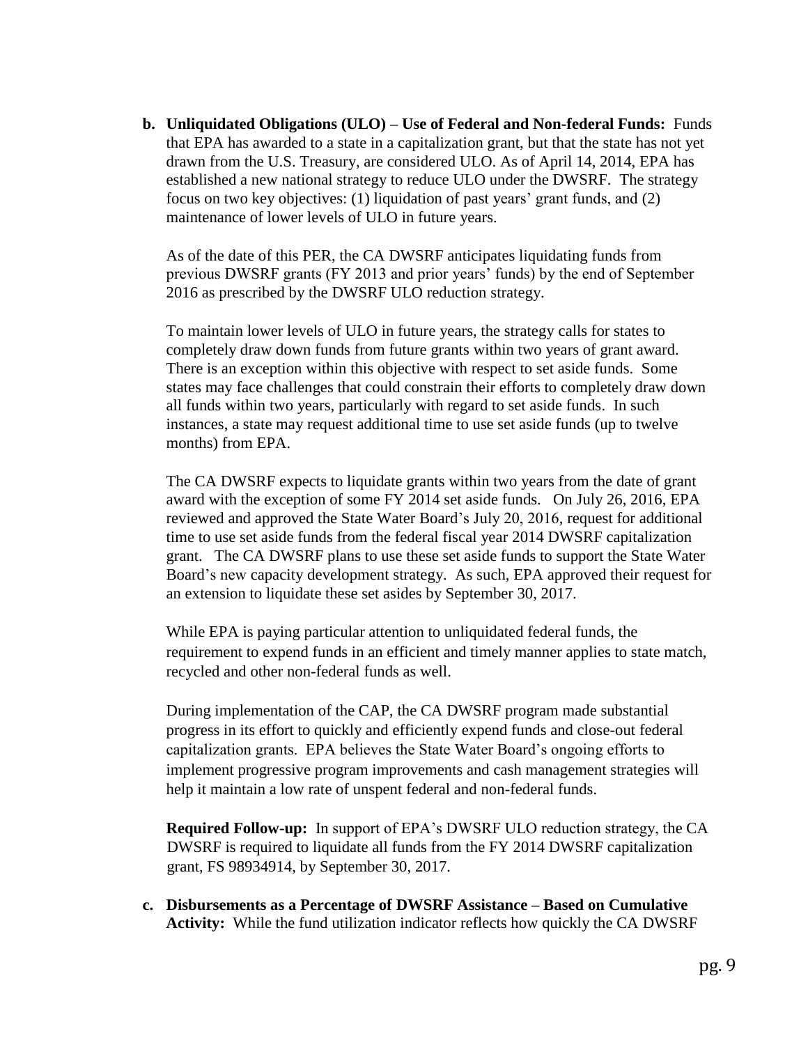**b. Unliquidated Obligations (ULO) – Use of Federal and Non-federal Funds:** Funds that EPA has awarded to a state in a capitalization grant, but that the state has not yet drawn from the U.S. Treasury, are considered ULO. As of April 14, 2014, EPA has established a new national strategy to reduce ULO under the DWSRF. The strategy focus on two key objectives: (1) liquidation of past years' grant funds, and (2) maintenance of lower levels of ULO in future years.

As of the date of this PER, the CA DWSRF anticipates liquidating funds from previous DWSRF grants (FY 2013 and prior years' funds) by the end of September 2016 as prescribed by the DWSRF ULO reduction strategy.

To maintain lower levels of ULO in future years, the strategy calls for states to completely draw down funds from future grants within two years of grant award. There is an exception within this objective with respect to set aside funds. Some states may face challenges that could constrain their efforts to completely draw down all funds within two years, particularly with regard to set aside funds. In such instances, a state may request additional time to use set aside funds (up to twelve months) from EPA.

The CA DWSRF expects to liquidate grants within two years from the date of grant award with the exception of some FY 2014 set aside funds. On July 26, 2016, EPA reviewed and approved the State Water Board's July 20, 2016, request for additional time to use set aside funds from the federal fiscal year 2014 DWSRF capitalization grant. The CA DWSRF plans to use these set aside funds to support the State Water Board's new capacity development strategy. As such, EPA approved their request for an extension to liquidate these set asides by September 30, 2017.

While EPA is paying particular attention to unliquidated federal funds, the requirement to expend funds in an efficient and timely manner applies to state match, recycled and other non-federal funds as well.

During implementation of the CAP, the CA DWSRF program made substantial progress in its effort to quickly and efficiently expend funds and close-out federal capitalization grants. EPA believes the State Water Board's ongoing efforts to implement progressive program improvements and cash management strategies will help it maintain a low rate of unspent federal and non-federal funds.

**Required Follow-up:** In support of EPA's DWSRF ULO reduction strategy, the CA DWSRF is required to liquidate all funds from the FY 2014 DWSRF capitalization grant, FS 98934914, by September 30, 2017.

**c. Disbursements as a Percentage of DWSRF Assistance – Based on Cumulative Activity:** While the fund utilization indicator reflects how quickly the CA DWSRF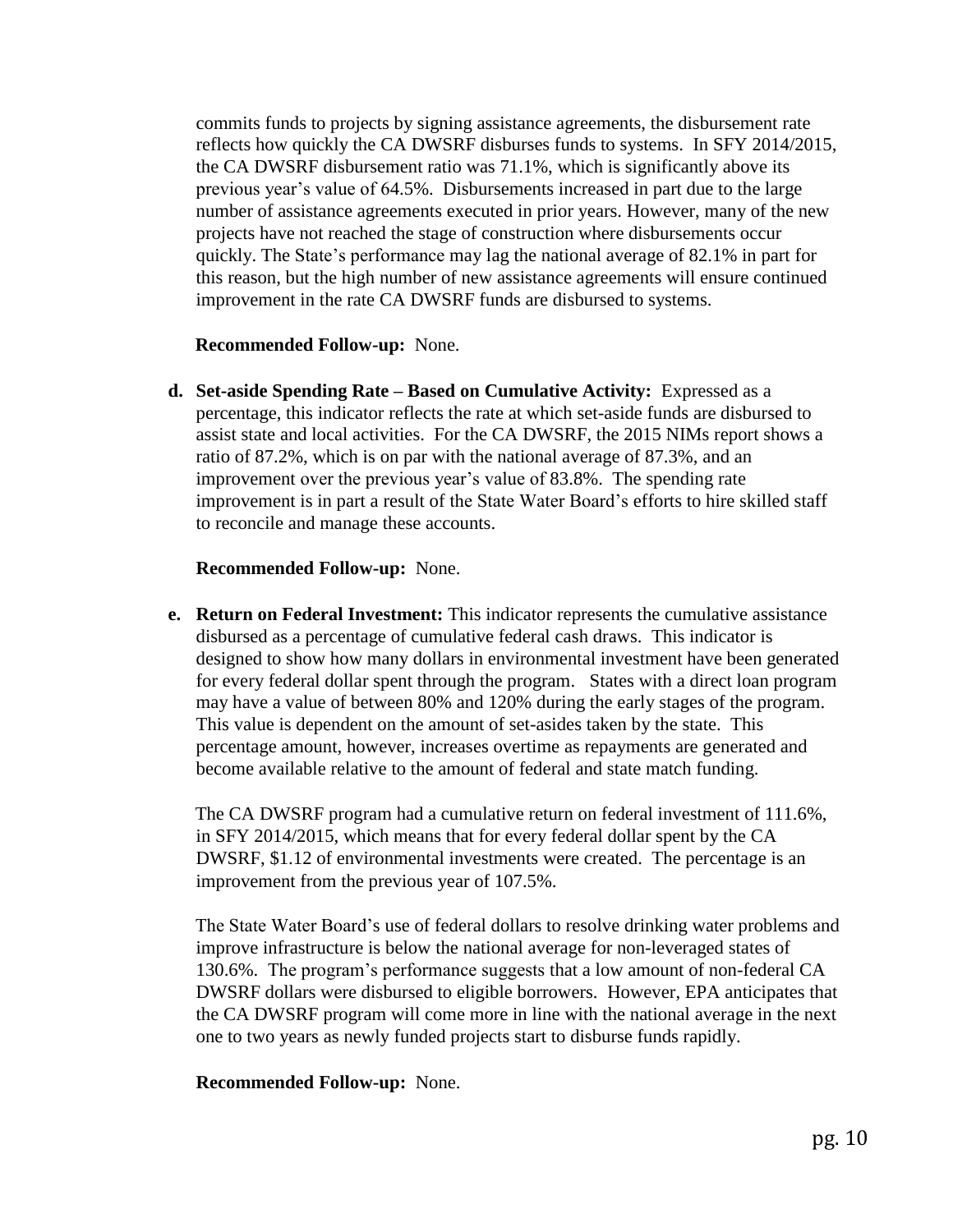commits funds to projects by signing assistance agreements, the disbursement rate reflects how quickly the CA DWSRF disburses funds to systems. In SFY 2014/2015, the CA DWSRF disbursement ratio was 71.1%, which is significantly above its previous year's value of 64.5%. Disbursements increased in part due to the large number of assistance agreements executed in prior years. However, many of the new projects have not reached the stage of construction where disbursements occur quickly. The State's performance may lag the national average of 82.1% in part for this reason, but the high number of new assistance agreements will ensure continued improvement in the rate CA DWSRF funds are disbursed to systems.

**Recommended Follow-up:** None.

**d. Set-aside Spending Rate – Based on Cumulative Activity:** Expressed as a percentage, this indicator reflects the rate at which set-aside funds are disbursed to assist state and local activities. For the CA DWSRF, the 2015 NIMs report shows a ratio of 87.2%, which is on par with the national average of 87.3%, and an improvement over the previous year's value of 83.8%. The spending rate improvement is in part a result of the State Water Board's efforts to hire skilled staff to reconcile and manage these accounts.

**Recommended Follow-up:** None.

**e. Return on Federal Investment:** This indicator represents the cumulative assistance disbursed as a percentage of cumulative federal cash draws. This indicator is designed to show how many dollars in environmental investment have been generated for every federal dollar spent through the program. States with a direct loan program may have a value of between 80% and 120% during the early stages of the program. This value is dependent on the amount of set-asides taken by the state. This percentage amount, however, increases overtime as repayments are generated and become available relative to the amount of federal and state match funding.

The CA DWSRF program had a cumulative return on federal investment of 111.6%, in SFY 2014/2015, which means that for every federal dollar spent by the CA DWSRF, $1.12 of environmental investments were created. The percentage is an improvement from the previous year of 107.5%.

The State Water Board's use of federal dollars to resolve drinking water problems and improve infrastructure is below the national average for non-leveraged states of 130.6%. The program's performance suggests that a low amount of non-federal CA DWSRF dollars were disbursed to eligible borrowers. However, EPA anticipates that the CA DWSRF program will come more in line with the national average in the next one to two years as newly funded projects start to disburse funds rapidly.

**Recommended Follow-up:** None.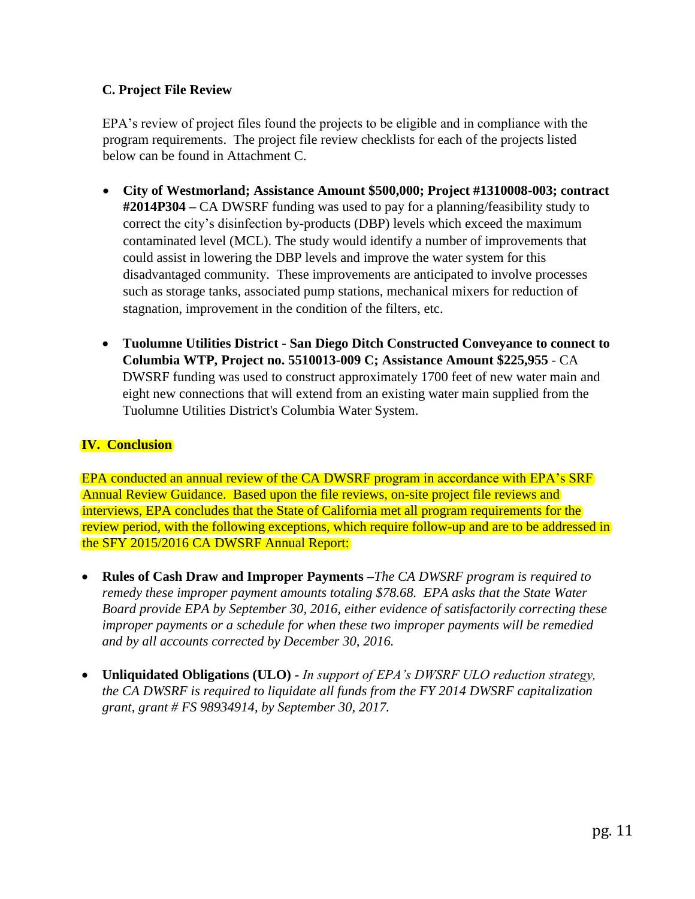### C. Project File Review

EPA's review of project files found the projects to be eligible and in compliance with the program requirements. The project file review checklists for each of the projects listed below can be found in Attachment C.

- **City of Westmorland; Assistance Amount $500,000; Project #1310008-003; contract #2014P304 –** CA DWSRF funding was used to pay for a planning/feasibility study to correct the city's disinfection by-products (DBP) levels which exceed the maximum contaminated level (MCL). The study would identify a number of improvements that could assist in lowering the DBP levels and improve the water system for this disadvantaged community. These improvements are anticipated to involve processes such as storage tanks, associated pump stations, mechanical mixers for reduction of stagnation, improvement in the condition of the filters, etc.

- **Tuolumne Utilities District - San Diego Ditch Constructed Conveyance to connect to Columbia WTP, Project no. 5510013-009 C; Assistance Amount $225,955** - CA DWSRF funding was used to construct approximately 1700 feet of new water main and eight new connections that will extend from an existing water main supplied from the Tuolumne Utilities District's Columbia Water System.

## IV. Conclusion

EPA conducted an annual review of the CA DWSRF program in accordance with EPA's SRF Annual Review Guidance. Based upon the file reviews, on-site project file reviews and interviews, EPA concludes that the State of California met all program requirements for the review period, with the following exceptions, which require follow-up and are to be addressed in the SFY 2015/2016 CA DWSRF Annual Report:

- **Rules of Cash Draw and Improper Payments** –*The CA DWSRF program is required to remedy these improper payment amounts totaling $78.68. EPA asks that the State Water Board provide EPA by September 30, 2016, either evidence of satisfactorily correcting these improper payments or a schedule for when these two improper payments will be remedied and by all accounts corrected by December 30, 2016.*

- **Unliquidated Obligations (ULO)** - *In support of EPA's DWSRF ULO reduction strategy, the CA DWSRF is required to liquidate all funds from the FY 2014 DWSRF capitalization grant, grant # FS 98934914, by September 30, 2017.*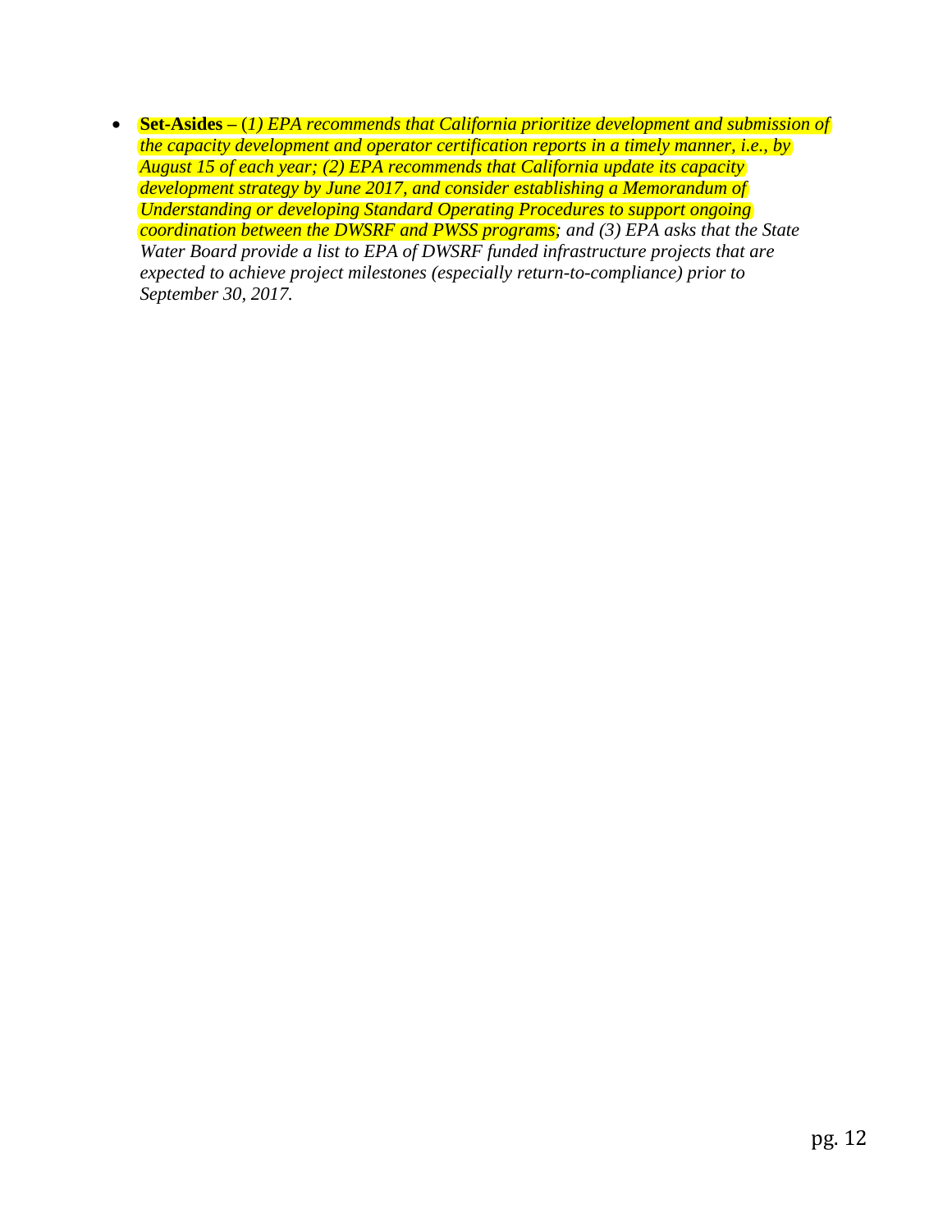- **Set-Asides –** (*1) EPA recommends that California prioritize development and submission of the capacity development and operator certification reports in a timely manner, i.e., by August 15 of each year; (2) EPA recommends that California update its capacity development strategy by June 2017, and consider establishing a Memorandum of Understanding or developing Standard Operating Procedures to support ongoing coordination between the DWSRF and PWSS programs; and (3) EPA asks that the State Water Board provide a list to EPA of DWSRF funded infrastructure projects that are expected to achieve project milestones (especially return-to-compliance) prior to September 30, 2017.*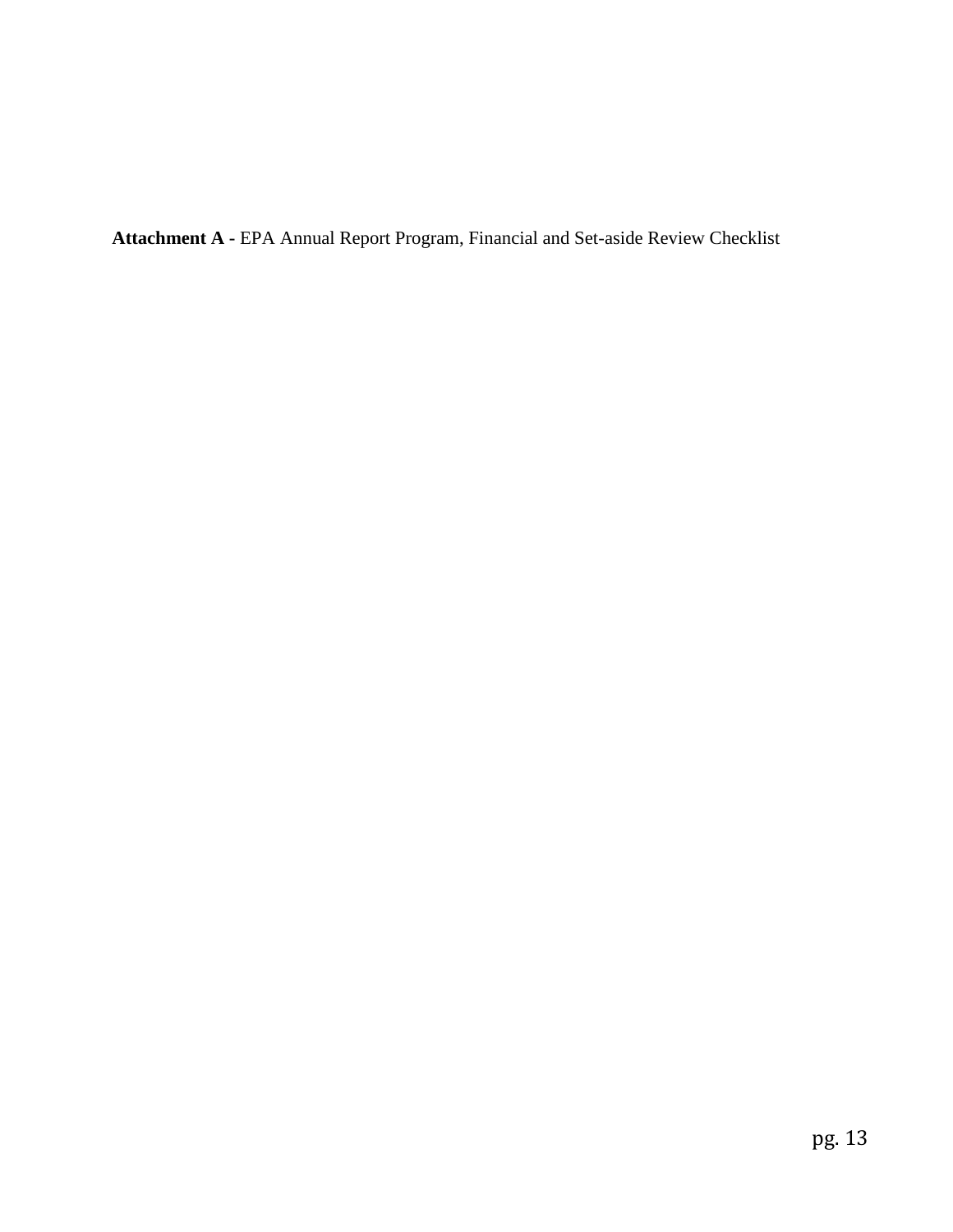**Attachment A -** EPA Annual Report Program, Financial and Set-aside Review Checklist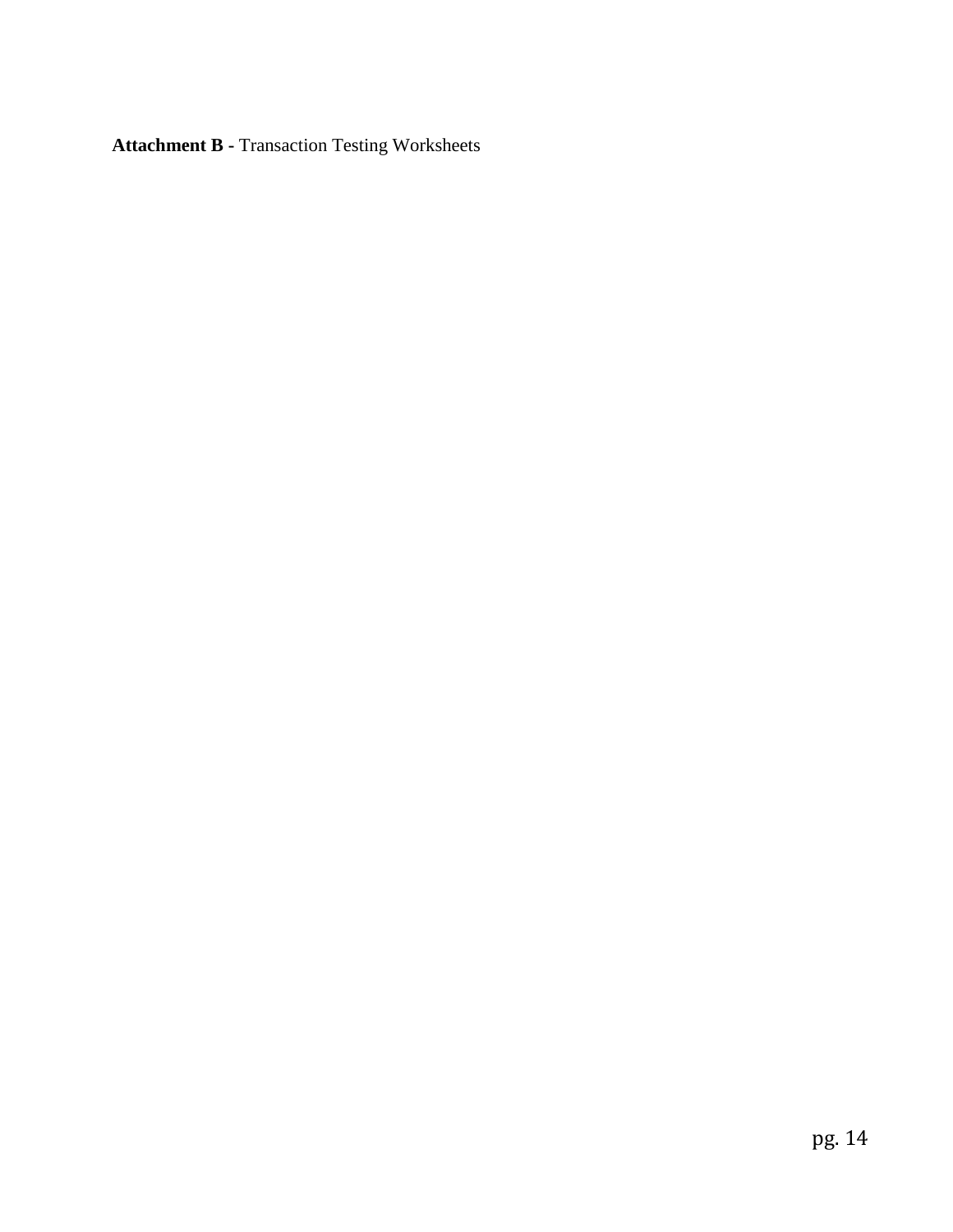**Attachment B -** Transaction Testing Worksheets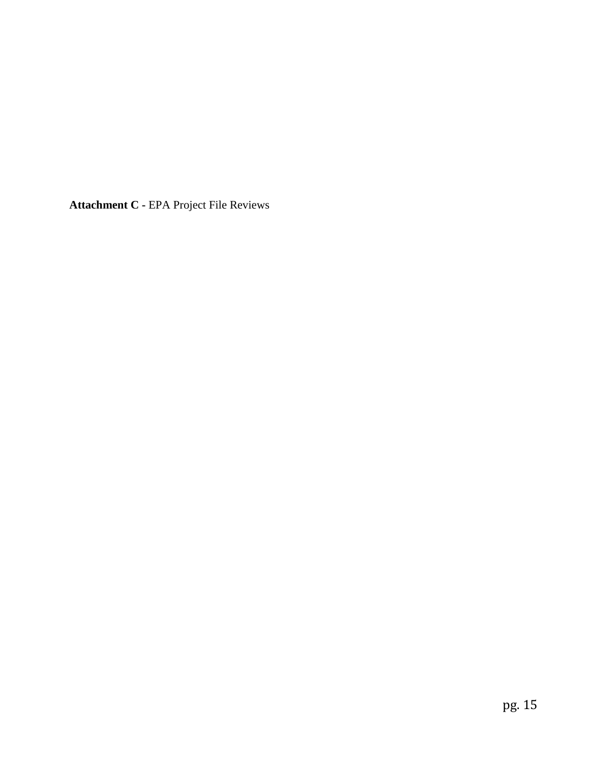**Attachment C -** EPA Project File Reviews